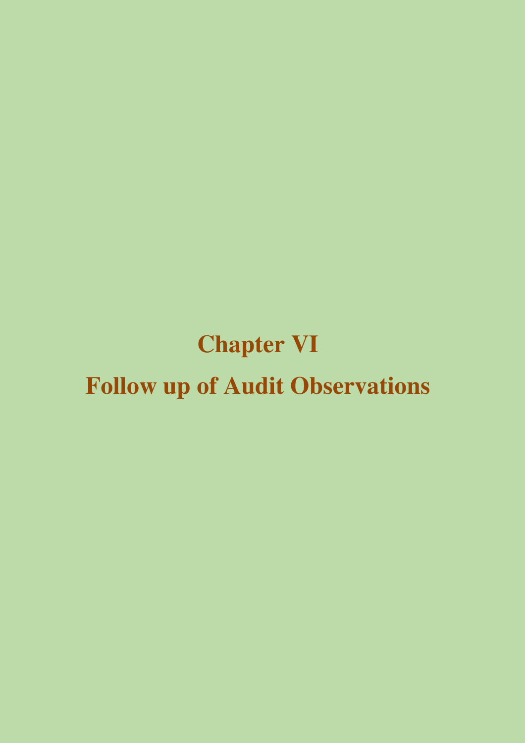# Chapter VI

# Follow up of Audit Observations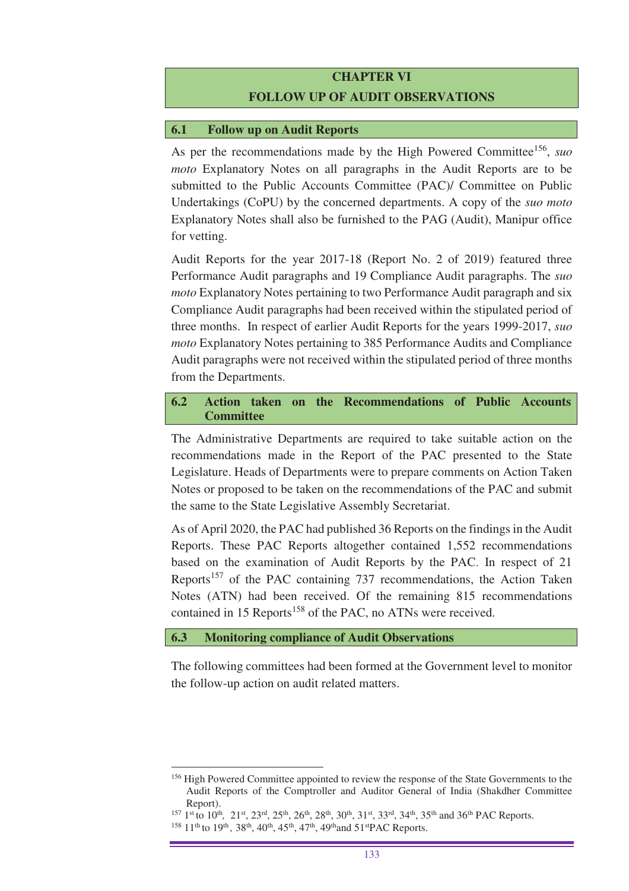# CHAPTER VI

# FOLLOW UP OF AUDIT OBSERVATIONS

## 6.1 Follow up on Audit Reports

As per the recommendations made by the High Powered Committee[156], *suo moto* Explanatory Notes on all paragraphs in the Audit Reports are to be submitted to the Public Accounts Committee (PAC)/ Committee on Public Undertakings (CoPU) by the concerned departments. A copy of the *suo moto* Explanatory Notes shall also be furnished to the PAG (Audit), Manipur office for vetting.

Audit Reports for the year 2017-18 (Report No. 2 of 2019) featured three Performance Audit paragraphs and 19 Compliance Audit paragraphs. The *suo moto* Explanatory Notes pertaining to two Performance Audit paragraph and six Compliance Audit paragraphs had been received within the stipulated period of three months. In respect of earlier Audit Reports for the years 1999-2017, *suo moto* Explanatory Notes pertaining to 385 Performance Audits and Compliance Audit paragraphs were not received within the stipulated period of three months from the Departments.

## 6.2 Action taken on the Recommendations of Public Accounts Committee

The Administrative Departments are required to take suitable action on the recommendations made in the Report of the PAC presented to the State Legislature. Heads of Departments were to prepare comments on Action Taken Notes or proposed to be taken on the recommendations of the PAC and submit the same to the State Legislative Assembly Secretariat.

As of April 2020, the PAC had published 36 Reports on the findings in the Audit Reports. These PAC Reports altogether contained 1,552 recommendations based on the examination of Audit Reports by the PAC. In respect of 21 Reports[157] of the PAC containing 737 recommendations, the Action Taken Notes (ATN) had been received. Of the remaining 815 recommendations contained in 15 Reports[158] of the PAC, no ATNs were received.

## 6.3 Monitoring compliance of Audit Observations

The following committees had been formed at the Government level to monitor the follow-up action on audit related matters.

---

[156] High Powered Committee appointed to review the response of the State Governments to the Audit Reports of the Comptroller and Auditor General of India (Shakdher Committee Report).

[157] 1st to 10th, 21st, 23rd, 25th, 26th, 28th, 30th, 31st, 33rd, 34th, 35th and 36th PAC Reports.

[158] 11th to 19th, 38th, 40th, 45th, 47th, 49th and 51st PAC Reports.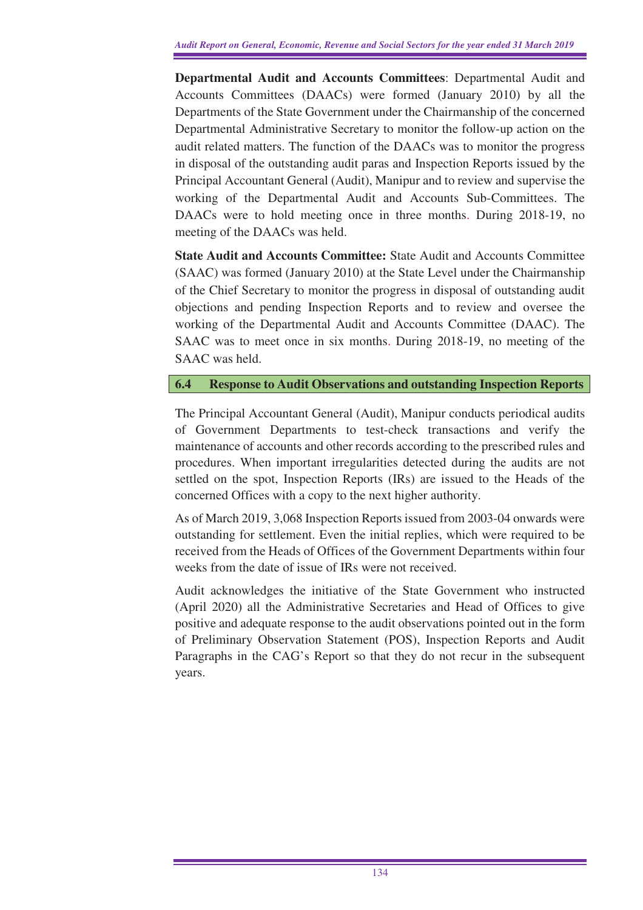**Departmental Audit and Accounts Committees**: Departmental Audit and Accounts Committees (DAACs) were formed (January 2010) by all the Departments of the State Government under the Chairmanship of the concerned Departmental Administrative Secretary to monitor the follow-up action on the audit related matters. The function of the DAACs was to monitor the progress in disposal of the outstanding audit paras and Inspection Reports issued by the Principal Accountant General (Audit), Manipur and to review and supervise the working of the Departmental Audit and Accounts Sub-Committees. The DAACs were to hold meeting once in three months. During 2018-19, no meeting of the DAACs was held.

**State Audit and Accounts Committee:** State Audit and Accounts Committee (SAAC) was formed (January 2010) at the State Level under the Chairmanship of the Chief Secretary to monitor the progress in disposal of outstanding audit objections and pending Inspection Reports and to review and oversee the working of the Departmental Audit and Accounts Committee (DAAC). The SAAC was to meet once in six months. During 2018-19, no meeting of the SAAC was held.

## 6.4 Response to Audit Observations and outstanding Inspection Reports

The Principal Accountant General (Audit), Manipur conducts periodical audits of Government Departments to test-check transactions and verify the maintenance of accounts and other records according to the prescribed rules and procedures. When important irregularities detected during the audits are not settled on the spot, Inspection Reports (IRs) are issued to the Heads of the concerned Offices with a copy to the next higher authority.

As of March 2019, 3,068 Inspection Reports issued from 2003-04 onwards were outstanding for settlement. Even the initial replies, which were required to be received from the Heads of Offices of the Government Departments within four weeks from the date of issue of IRs were not received.

Audit acknowledges the initiative of the State Government who instructed (April 2020) all the Administrative Secretaries and Head of Offices to give positive and adequate response to the audit observations pointed out in the form of Preliminary Observation Statement (POS), Inspection Reports and Audit Paragraphs in the CAG's Report so that they do not recur in the subsequent years.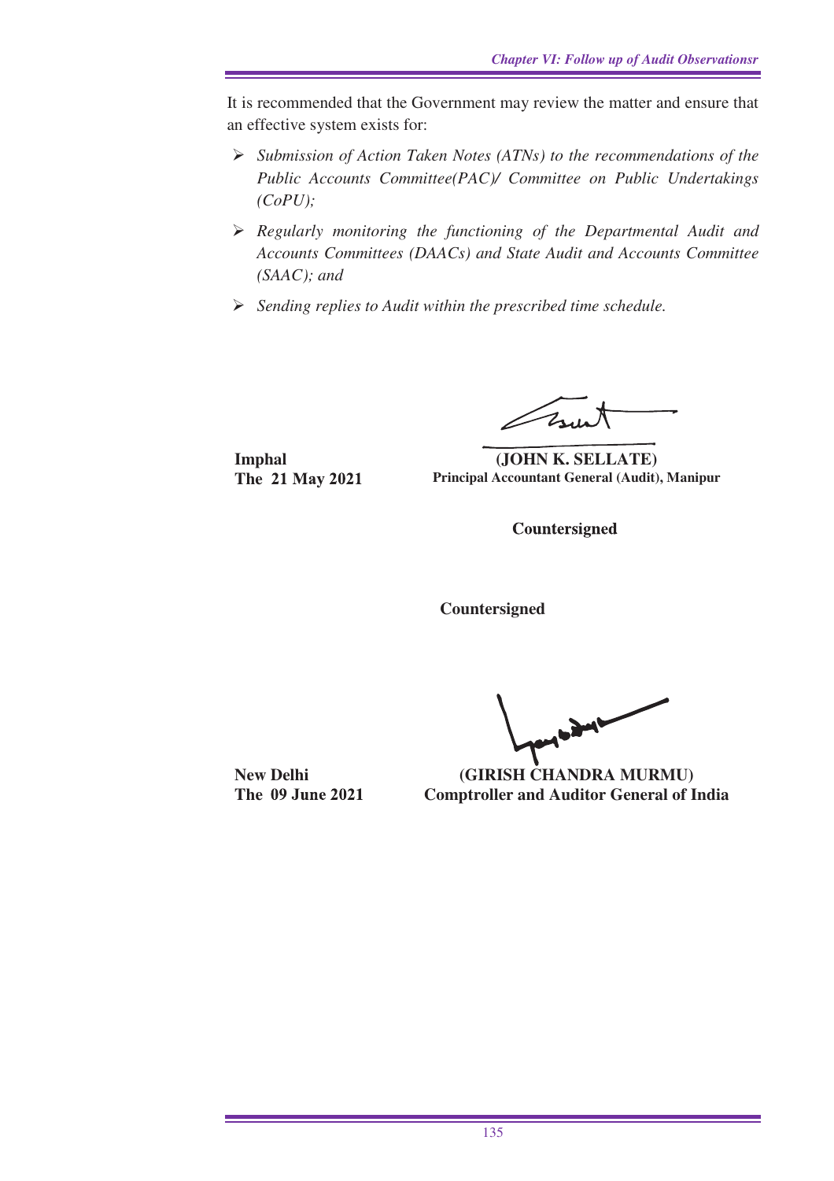It is recommended that the Government may review the matter and ensure that an effective system exists for:

- *Submission of Action Taken Notes (ATNs) to the recommendations of the Public Accounts Committee(PAC)/ Committee on Public Undertakings (CoPU);*
- *Regularly monitoring the functioning of the Departmental Audit and Accounts Committees (DAACs) and State Audit and Accounts Committee (SAAC); and*
- *Sending replies to Audit within the prescribed time schedule.*

**Imphal**
**The 21 May 2021**

**(JOHN K. SELLATE)**
**Principal Accountant General (Audit), Manipur**

**Countersigned**

**Countersigned**

**New Delhi**
**The 09 June 2021**

**(GIRISH CHANDRA MURMU)**
**Comptroller and Auditor General of India**